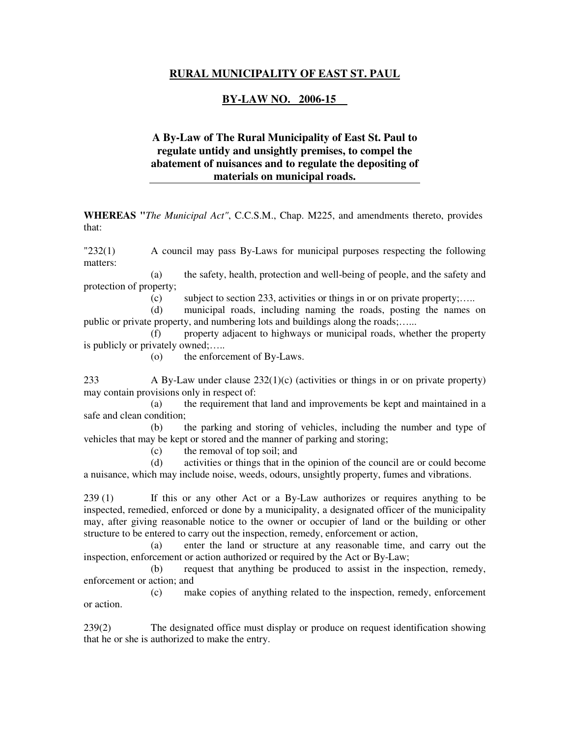**RURAL MUNICIPALITY OF EAST ST. PAUL**

**BY-LAW NO. 2006-15**

**A By-Law of The Rural Municipality of East St. Paul to regulate untidy and unsightly premises, to compel the abatement of nuisances and to regulate the depositing of materials on municipal roads.**

**WHEREAS "***The Municipal Act"*, C.C.S.M., Chap. M225, and amendments thereto, provides that:

"232(1) A council may pass By-Laws for municipal purposes respecting the following matters:

(a) the safety, health, protection and well-being of people, and the safety and protection of property;

(c) subject to section 233, activities or things in or on private property;…..

(d) municipal roads, including naming the roads, posting the names on public or private property, and numbering lots and buildings along the roads;…...

(f) property adjacent to highways or municipal roads, whether the property is publicly or privately owned;…..

(o) the enforcement of By-Laws.

233 A By-Law under clause 232(1)(c) (activities or things in or on private property) may contain provisions only in respect of:

(a) the requirement that land and improvements be kept and maintained in a safe and clean condition;

(b) the parking and storing of vehicles, including the number and type of vehicles that may be kept or stored and the manner of parking and storing;

(c) the removal of top soil; and

(d) activities or things that in the opinion of the council are or could become a nuisance, which may include noise, weeds, odours, unsightly property, fumes and vibrations.

239 (1) If this or any other Act or a By-Law authorizes or requires anything to be inspected, remedied, enforced or done by a municipality, a designated officer of the municipality may, after giving reasonable notice to the owner or occupier of land or the building or other structure to be entered to carry out the inspection, remedy, enforcement or action,

(a) enter the land or structure at any reasonable time, and carry out the inspection, enforcement or action authorized or required by the Act or By-Law;

(b) request that anything be produced to assist in the inspection, remedy, enforcement or action; and

(c) make copies of anything related to the inspection, remedy, enforcement or action.

239(2) The designated office must display or produce on request identification showing that he or she is authorized to make the entry.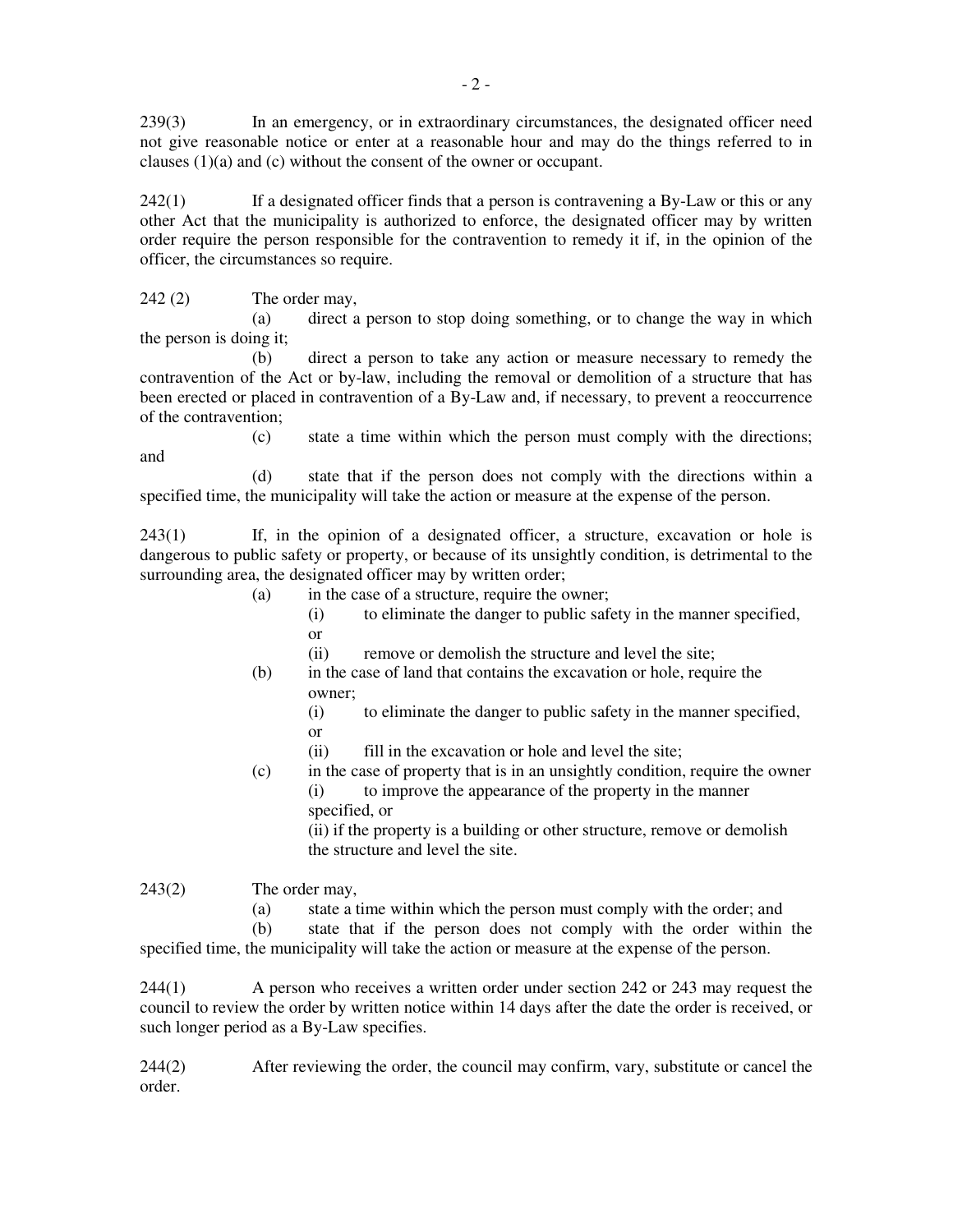239(3) In an emergency, or in extraordinary circumstances, the designated officer need not give reasonable notice or enter at a reasonable hour and may do the things referred to in clauses (1)(a) and (c) without the consent of the owner or occupant.

242(1) If a designated officer finds that a person is contravening a By-Law or this or any other Act that the municipality is authorized to enforce, the designated officer may by written order require the person responsible for the contravention to remedy it if, in the opinion of the officer, the circumstances so require.

242 (2) The order may,

(a) direct a person to stop doing something, or to change the way in which the person is doing it;

(b) direct a person to take any action or measure necessary to remedy the contravention of the Act or by-law, including the removal or demolition of a structure that has been erected or placed in contravention of a By-Law and, if necessary, to prevent a reoccurrence of the contravention;

(c) state a time within which the person must comply with the directions; and

(d) state that if the person does not comply with the directions within a specified time, the municipality will take the action or measure at the expense of the person.

243(1) If, in the opinion of a designated officer, a structure, excavation or hole is dangerous to public safety or property, or because of its unsightly condition, is detrimental to the surrounding area, the designated officer may by written order;

(a) in the case of a structure, require the owner;
 (i) to eliminate the danger to public safety in the manner specified, or
 (ii) remove or demolish the structure and level the site;

(b) in the case of land that contains the excavation or hole, require the owner;
 (i) to eliminate the danger to public safety in the manner specified, or
 (ii) fill in the excavation or hole and level the site;

(c) in the case of property that is in an unsightly condition, require the owner
 (i) to improve the appearance of the property in the manner specified, or
 (ii) if the property is a building or other structure, remove or demolish the structure and level the site.

243(2) The order may,

(a) state a time within which the person must comply with the order; and

(b) state that if the person does not comply with the order within the specified time, the municipality will take the action or measure at the expense of the person.

244(1) A person who receives a written order under section 242 or 243 may request the council to review the order by written notice within 14 days after the date the order is received, or such longer period as a By-Law specifies.

244(2) After reviewing the order, the council may confirm, vary, substitute or cancel the order.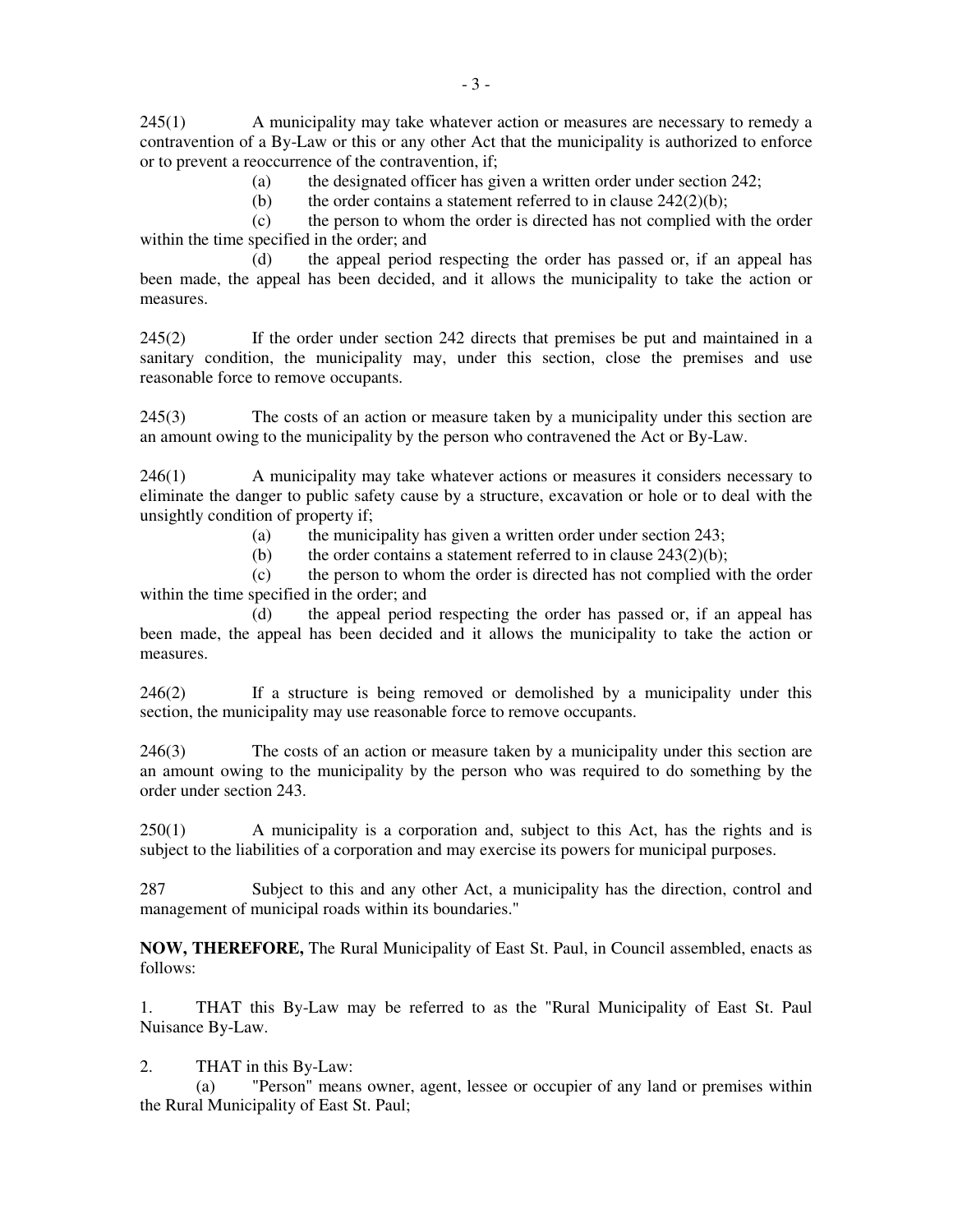245(1) A municipality may take whatever action or measures are necessary to remedy a contravention of a By-Law or this or any other Act that the municipality is authorized to enforce or to prevent a reoccurrence of the contravention, if;

(a) the designated officer has given a written order under section 242;

(b) the order contains a statement referred to in clause 242(2)(b);

(c) the person to whom the order is directed has not complied with the order within the time specified in the order; and

(d) the appeal period respecting the order has passed or, if an appeal has been made, the appeal has been decided, and it allows the municipality to take the action or measures.

245(2) If the order under section 242 directs that premises be put and maintained in a sanitary condition, the municipality may, under this section, close the premises and use reasonable force to remove occupants.

245(3) The costs of an action or measure taken by a municipality under this section are an amount owing to the municipality by the person who contravened the Act or By-Law.

246(1) A municipality may take whatever actions or measures it considers necessary to eliminate the danger to public safety cause by a structure, excavation or hole or to deal with the unsightly condition of property if;

(a) the municipality has given a written order under section 243;

(b) the order contains a statement referred to in clause 243(2)(b);

(c) the person to whom the order is directed has not complied with the order within the time specified in the order; and

(d) the appeal period respecting the order has passed or, if an appeal has been made, the appeal has been decided and it allows the municipality to take the action or measures.

246(2) If a structure is being removed or demolished by a municipality under this section, the municipality may use reasonable force to remove occupants.

246(3) The costs of an action or measure taken by a municipality under this section are an amount owing to the municipality by the person who was required to do something by the order under section 243.

250(1) A municipality is a corporation and, subject to this Act, has the rights and is subject to the liabilities of a corporation and may exercise its powers for municipal purposes.

287 Subject to this and any other Act, a municipality has the direction, control and management of municipal roads within its boundaries."

**NOW, THEREFORE,** The Rural Municipality of East St. Paul, in Council assembled, enacts as follows:

1. THAT this By-Law may be referred to as the "Rural Municipality of East St. Paul Nuisance By-Law.

2. THAT in this By-Law:

(a) "Person" means owner, agent, lessee or occupier of any land or premises within the Rural Municipality of East St. Paul;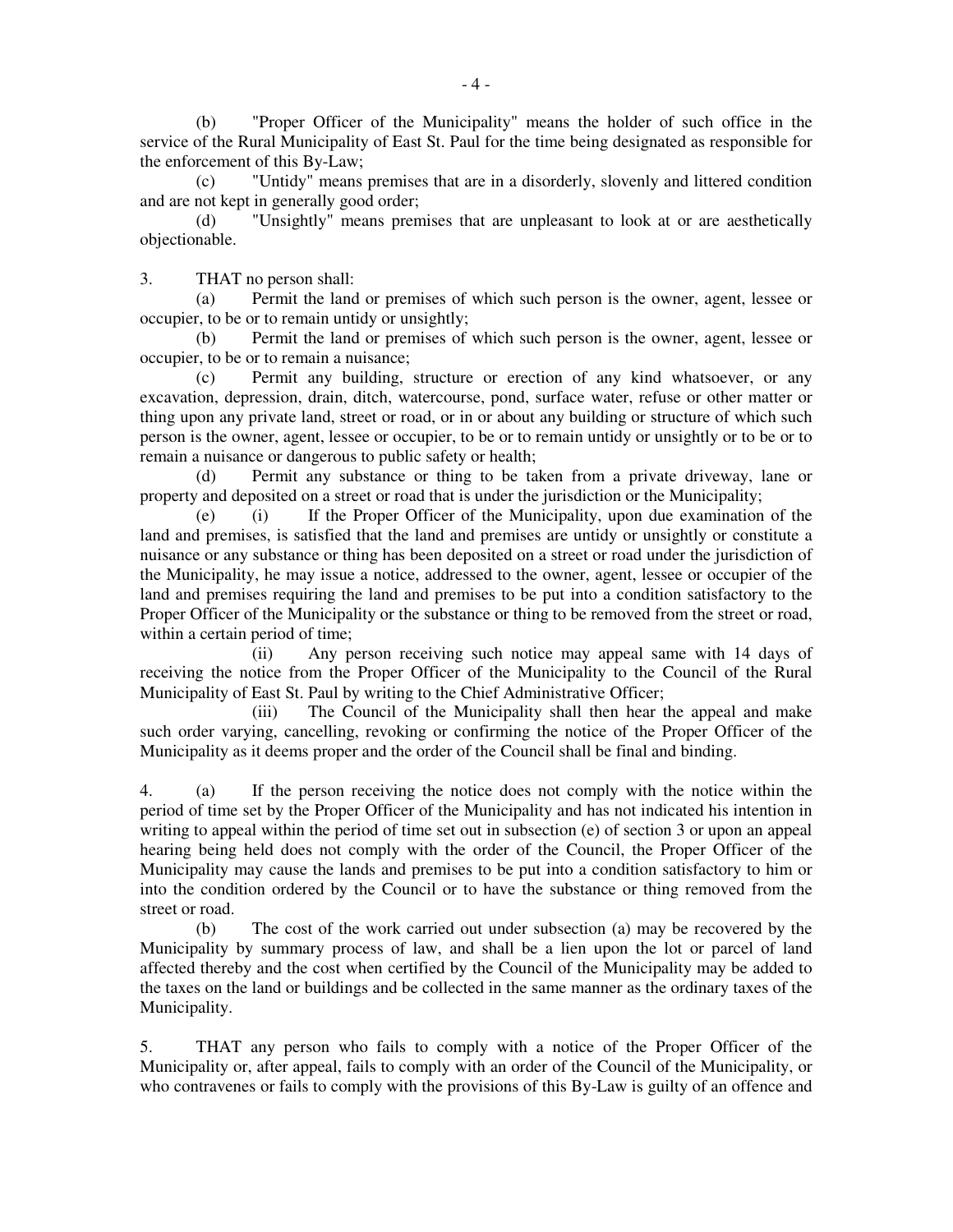(b) "Proper Officer of the Municipality" means the holder of such office in the service of the Rural Municipality of East St. Paul for the time being designated as responsible for the enforcement of this By-Law;

(c) "Untidy" means premises that are in a disorderly, slovenly and littered condition and are not kept in generally good order;

(d) "Unsightly" means premises that are unpleasant to look at or are aesthetically objectionable.

3. THAT no person shall:

(a) Permit the land or premises of which such person is the owner, agent, lessee or occupier, to be or to remain untidy or unsightly;

(b) Permit the land or premises of which such person is the owner, agent, lessee or occupier, to be or to remain a nuisance;

(c) Permit any building, structure or erection of any kind whatsoever, or any excavation, depression, drain, ditch, watercourse, pond, surface water, refuse or other matter or thing upon any private land, street or road, or in or about any building or structure of which such person is the owner, agent, lessee or occupier, to be or to remain untidy or unsightly or to be or to remain a nuisance or dangerous to public safety or health;

(d) Permit any substance or thing to be taken from a private driveway, lane or property and deposited on a street or road that is under the jurisdiction or the Municipality;

(e) (i) If the Proper Officer of the Municipality, upon due examination of the land and premises, is satisfied that the land and premises are untidy or unsightly or constitute a nuisance or any substance or thing has been deposited on a street or road under the jurisdiction of the Municipality, he may issue a notice, addressed to the owner, agent, lessee or occupier of the land and premises requiring the land and premises to be put into a condition satisfactory to the Proper Officer of the Municipality or the substance or thing to be removed from the street or road, within a certain period of time;

(ii) Any person receiving such notice may appeal same with 14 days of receiving the notice from the Proper Officer of the Municipality to the Council of the Rural Municipality of East St. Paul by writing to the Chief Administrative Officer;

(iii) The Council of the Municipality shall then hear the appeal and make such order varying, cancelling, revoking or confirming the notice of the Proper Officer of the Municipality as it deems proper and the order of the Council shall be final and binding.

4. (a) If the person receiving the notice does not comply with the notice within the period of time set by the Proper Officer of the Municipality and has not indicated his intention in writing to appeal within the period of time set out in subsection (e) of section 3 or upon an appeal hearing being held does not comply with the order of the Council, the Proper Officer of the Municipality may cause the lands and premises to be put into a condition satisfactory to him or into the condition ordered by the Council or to have the substance or thing removed from the street or road.

(b) The cost of the work carried out under subsection (a) may be recovered by the Municipality by summary process of law, and shall be a lien upon the lot or parcel of land affected thereby and the cost when certified by the Council of the Municipality may be added to the taxes on the land or buildings and be collected in the same manner as the ordinary taxes of the Municipality.

5. THAT any person who fails to comply with a notice of the Proper Officer of the Municipality or, after appeal, fails to comply with an order of the Council of the Municipality, or who contravenes or fails to comply with the provisions of this By-Law is guilty of an offence and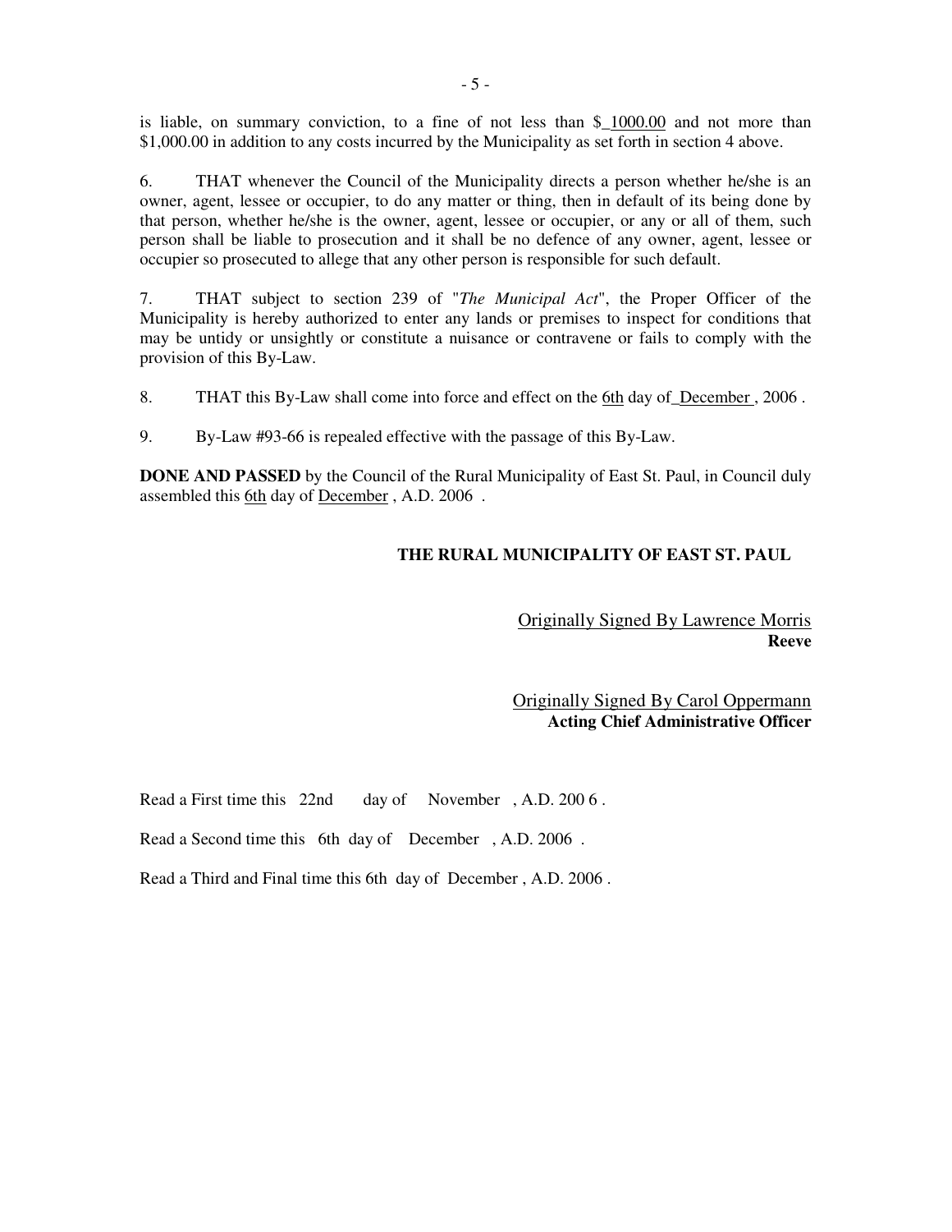is liable, on summary conviction, to a fine of not less than $_1000.00 and not more than $1,000.00 in addition to any costs incurred by the Municipality as set forth in section 4 above.

6. THAT whenever the Council of the Municipality directs a person whether he/she is an owner, agent, lessee or occupier, to do any matter or thing, then in default of its being done by that person, whether he/she is the owner, agent, lessee or occupier, or any or all of them, such person shall be liable to prosecution and it shall be no defence of any owner, agent, lessee or occupier so prosecuted to allege that any other person is responsible for such default.

7. THAT subject to section 239 of "*The Municipal Act*", the Proper Officer of the Municipality is hereby authorized to enter any lands or premises to inspect for conditions that may be untidy or unsightly or constitute a nuisance or contravene or fails to comply with the provision of this By-Law.

8. THAT this By-Law shall come into force and effect on the 6th day of_December , 2006 .

9. By-Law #93-66 is repealed effective with the passage of this By-Law.

**DONE AND PASSED** by the Council of the Rural Municipality of East St. Paul, in Council duly assembled this 6th day of December , A.D. 2006 .

**THE RURAL MUNICIPALITY OF EAST ST. PAUL**

Originally Signed By Lawrence Morris
**Reeve**

Originally Signed By Carol Oppermann
**Acting Chief Administrative Officer**

Read a First time this 22nd day of November , A.D. 200 6 .

Read a Second time this 6th day of December , A.D. 2006 .

Read a Third and Final time this 6th day of December , A.D. 2006 .